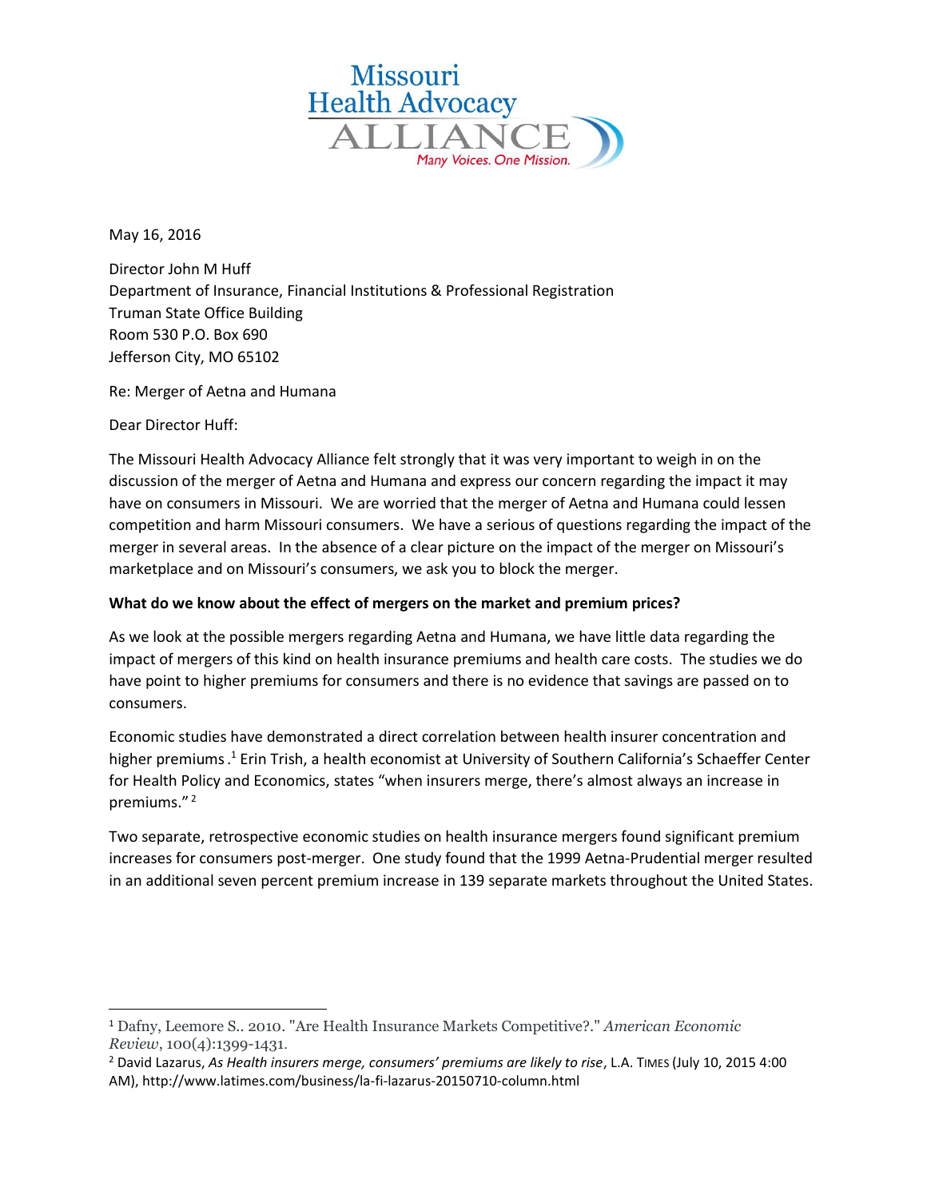Missouri Health Advocacy ALLIANCE

*Many Voices. One Mission.*

May 16, 2016

Director John M Huff
Department of Insurance, Financial Institutions & Professional Registration
Truman State Office Building
Room 530 P.O. Box 690
Jefferson City, MO 65102

Re: Merger of Aetna and Humana

Dear Director Huff:

The Missouri Health Advocacy Alliance felt strongly that it was very important to weigh in on the discussion of the merger of Aetna and Humana and express our concern regarding the impact it may have on consumers in Missouri. We are worried that the merger of Aetna and Humana could lessen competition and harm Missouri consumers. We have a serious of questions regarding the impact of the merger in several areas. In the absence of a clear picture on the impact of the merger on Missouri's marketplace and on Missouri's consumers, we ask you to block the merger.

**What do we know about the effect of mergers on the market and premium prices?**

As we look at the possible mergers regarding Aetna and Humana, we have little data regarding the impact of mergers of this kind on health insurance premiums and health care costs. The studies we do have point to higher premiums for consumers and there is no evidence that savings are passed on to consumers.

Economic studies have demonstrated a direct correlation between health insurer concentration and higher premiums .[1] Erin Trish, a health economist at University of Southern California's Schaeffer Center for Health Policy and Economics, states "when insurers merge, there's almost always an increase in premiums." [2]

Two separate, retrospective economic studies on health insurance mergers found significant premium increases for consumers post-merger. One study found that the 1999 Aetna-Prudential merger resulted in an additional seven percent premium increase in 139 separate markets throughout the United States.

---

[1] Dafny, Leemore S.. 2010. "Are Health Insurance Markets Competitive?." *American Economic Review*, 100(4):1399-1431.

[2] David Lazarus, *As Health insurers merge, consumers' premiums are likely to rise*, L.A. TIMES (July 10, 2015 4:00 AM), http://www.latimes.com/business/la-fi-lazarus-20150710-column.html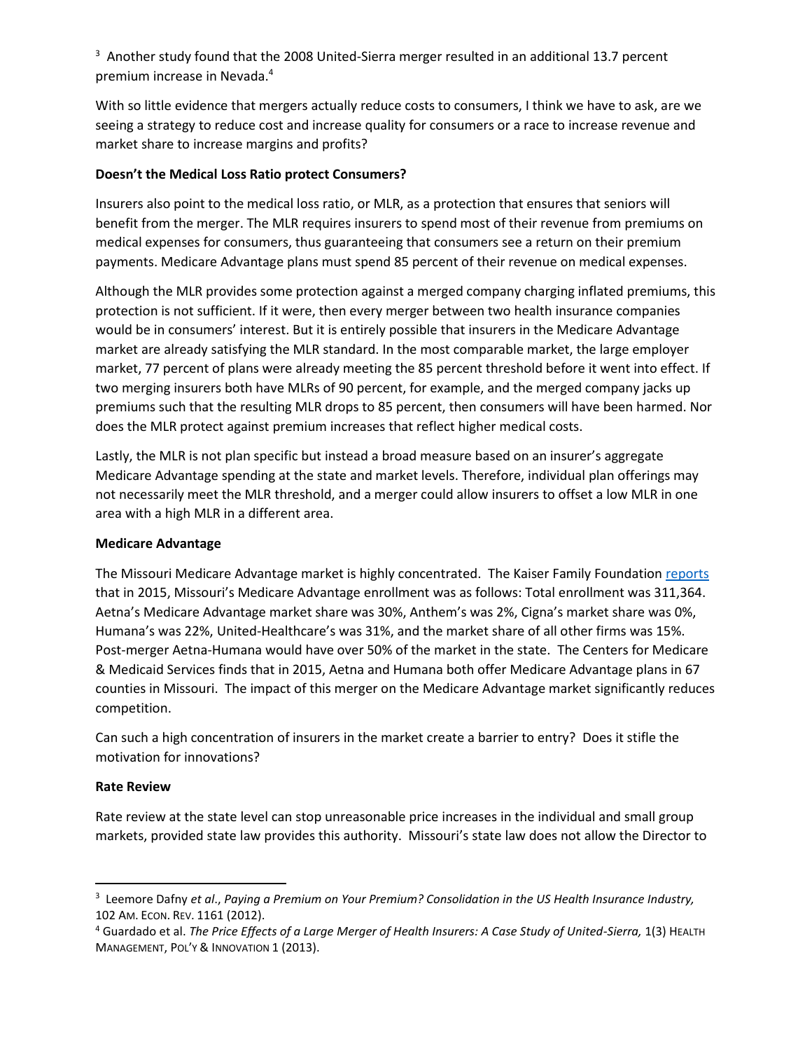[3] Another study found that the 2008 United-Sierra merger resulted in an additional 13.7 percent premium increase in Nevada.[4]

With so little evidence that mergers actually reduce costs to consumers, I think we have to ask, are we seeing a strategy to reduce cost and increase quality for consumers or a race to increase revenue and market share to increase margins and profits?

**Doesn't the Medical Loss Ratio protect Consumers?**

Insurers also point to the medical loss ratio, or MLR, as a protection that ensures that seniors will benefit from the merger. The MLR requires insurers to spend most of their revenue from premiums on medical expenses for consumers, thus guaranteeing that consumers see a return on their premium payments. Medicare Advantage plans must spend 85 percent of their revenue on medical expenses.

Although the MLR provides some protection against a merged company charging inflated premiums, this protection is not sufficient. If it were, then every merger between two health insurance companies would be in consumers' interest. But it is entirely possible that insurers in the Medicare Advantage market are already satisfying the MLR standard. In the most comparable market, the large employer market, 77 percent of plans were already meeting the 85 percent threshold before it went into effect. If two merging insurers both have MLRs of 90 percent, for example, and the merged company jacks up premiums such that the resulting MLR drops to 85 percent, then consumers will have been harmed. Nor does the MLR protect against premium increases that reflect higher medical costs.

Lastly, the MLR is not plan specific but instead a broad measure based on an insurer's aggregate Medicare Advantage spending at the state and market levels. Therefore, individual plan offerings may not necessarily meet the MLR threshold, and a merger could allow insurers to offset a low MLR in one area with a high MLR in a different area.

**Medicare Advantage**

The Missouri Medicare Advantage market is highly concentrated. The Kaiser Family Foundation reports that in 2015, Missouri's Medicare Advantage enrollment was as follows: Total enrollment was 311,364. Aetna's Medicare Advantage market share was 30%, Anthem's was 2%, Cigna's market share was 0%, Humana's was 22%, United-Healthcare's was 31%, and the market share of all other firms was 15%. Post-merger Aetna-Humana would have over 50% of the market in the state. The Centers for Medicare & Medicaid Services finds that in 2015, Aetna and Humana both offer Medicare Advantage plans in 67 counties in Missouri. The impact of this merger on the Medicare Advantage market significantly reduces competition.

Can such a high concentration of insurers in the market create a barrier to entry? Does it stifle the motivation for innovations?

**Rate Review**

Rate review at the state level can stop unreasonable price increases in the individual and small group markets, provided state law provides this authority. Missouri's state law does not allow the Director to

---

[3] Leemore Dafny *et al.*, *Paying a Premium on Your Premium? Consolidation in the US Health Insurance Industry,* 102 AM. ECON. REV. 1161 (2012).

[4] Guardado et al. *The Price Effects of a Large Merger of Health Insurers: A Case Study of United-Sierra,* 1(3) HEALTH MANAGEMENT, POL'Y & INNOVATION 1 (2013).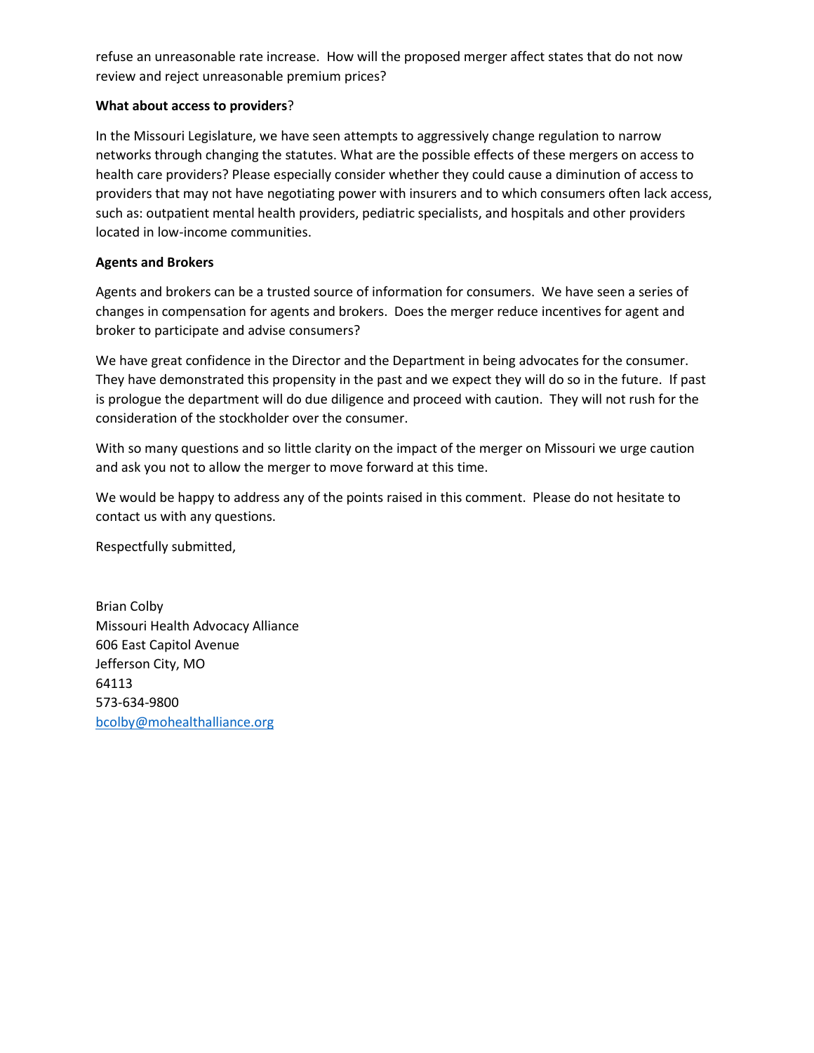refuse an unreasonable rate increase. How will the proposed merger affect states that do not now review and reject unreasonable premium prices?

**What about access to providers**?

In the Missouri Legislature, we have seen attempts to aggressively change regulation to narrow networks through changing the statutes. What are the possible effects of these mergers on access to health care providers? Please especially consider whether they could cause a diminution of access to providers that may not have negotiating power with insurers and to which consumers often lack access, such as: outpatient mental health providers, pediatric specialists, and hospitals and other providers located in low-income communities.

**Agents and Brokers**

Agents and brokers can be a trusted source of information for consumers. We have seen a series of changes in compensation for agents and brokers. Does the merger reduce incentives for agent and broker to participate and advise consumers?

We have great confidence in the Director and the Department in being advocates for the consumer. They have demonstrated this propensity in the past and we expect they will do so in the future. If past is prologue the department will do due diligence and proceed with caution. They will not rush for the consideration of the stockholder over the consumer.

With so many questions and so little clarity on the impact of the merger on Missouri we urge caution and ask you not to allow the merger to move forward at this time.

We would be happy to address any of the points raised in this comment. Please do not hesitate to contact us with any questions.

Respectfully submitted,

Brian Colby
Missouri Health Advocacy Alliance
606 East Capitol Avenue
Jefferson City, MO
64113
573-634-9800
bcolby@mohealthalliance.org